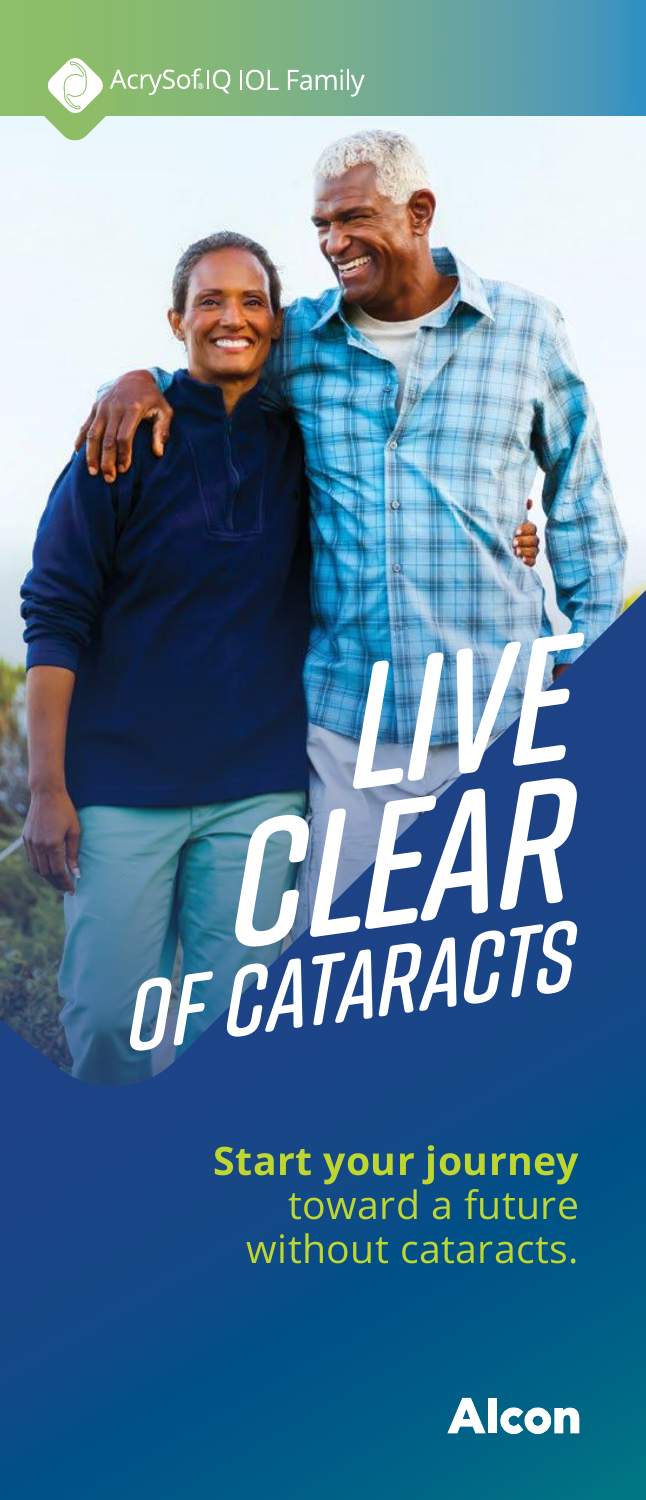AcrySof® IQ IOL Family

# LIVE CLEAR OF CATARACTS

**Start your journey** toward a future without cataracts.

Alcon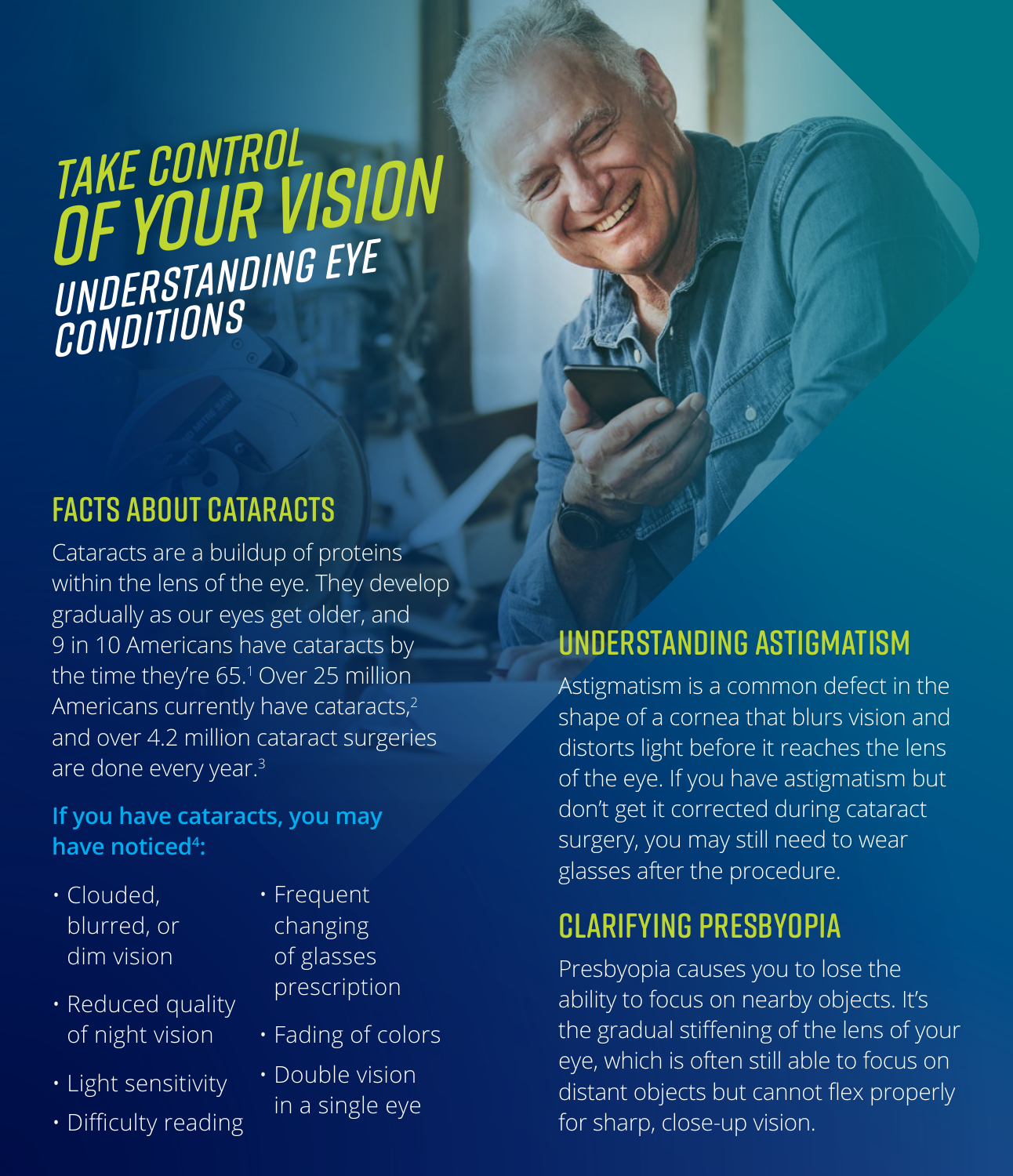# TAKE CONTROL OF YOUR VISION

## UNDERSTANDING EYE CONDITIONS

## FACTS ABOUT CATARACTS

Cataracts are a buildup of proteins within the lens of the eye. They develop gradually as our eyes get older, and 9 in 10 Americans have cataracts by the time they're 65.[1] Over 25 million Americans currently have cataracts,[2] and over 4.2 million cataract surgeries are done every year.[3]

**If you have cataracts, you may have noticed[4]:**

- Clouded, blurred, or dim vision
- Reduced quality of night vision
- Light sensitivity
- Difficulty reading
- Frequent changing of glasses prescription
- Fading of colors
- Double vision in a single eye

## UNDERSTANDING ASTIGMATISM

Astigmatism is a common defect in the shape of a cornea that blurs vision and distorts light before it reaches the lens of the eye. If you have astigmatism but don't get it corrected during cataract surgery, you may still need to wear glasses after the procedure.

## CLARIFYING PRESBYOPIA

Presbyopia causes you to lose the ability to focus on nearby objects. It's the gradual stiffening of the lens of your eye, which is often still able to focus on distant objects but cannot flex properly for sharp, close-up vision.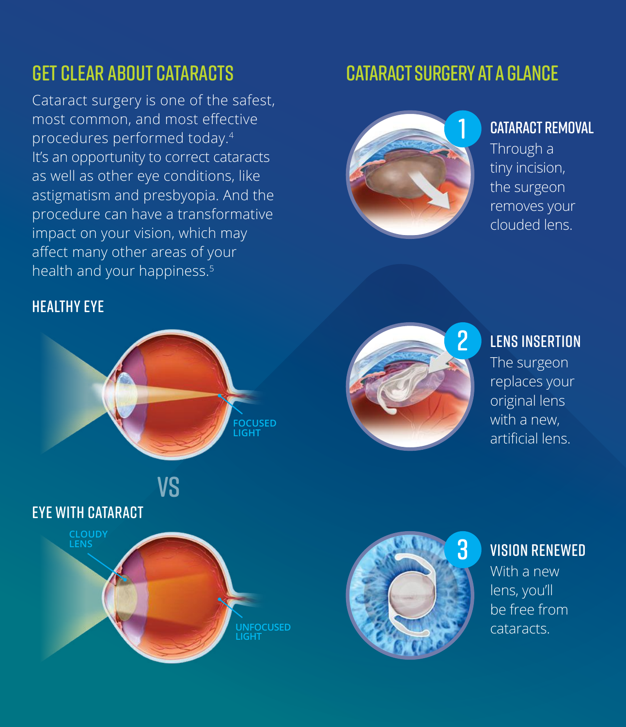## GET CLEAR ABOUT CATARACTS

Cataract surgery is one of the safest, most common, and most effective procedures performed today.[4] It's an opportunity to correct cataracts as well as other eye conditions, like astigmatism and presbyopia. And the procedure can have a transformative impact on your vision, which may affect many other areas of your health and your happiness.[5]

### HEALTHY EYE

FOCUSED LIGHT

VS

### EYE WITH CATARACT

CLOUDY LENS

UNFOCUSED LIGHT

## CATARACT SURGERY AT A GLANCE

### 1 CATARACT REMOVAL

Through a tiny incision, the surgeon removes your clouded lens.

### 2 LENS INSERTION

The surgeon replaces your original lens with a new, artificial lens.

### 3 VISION RENEWED

With a new lens, you'll be free from cataracts.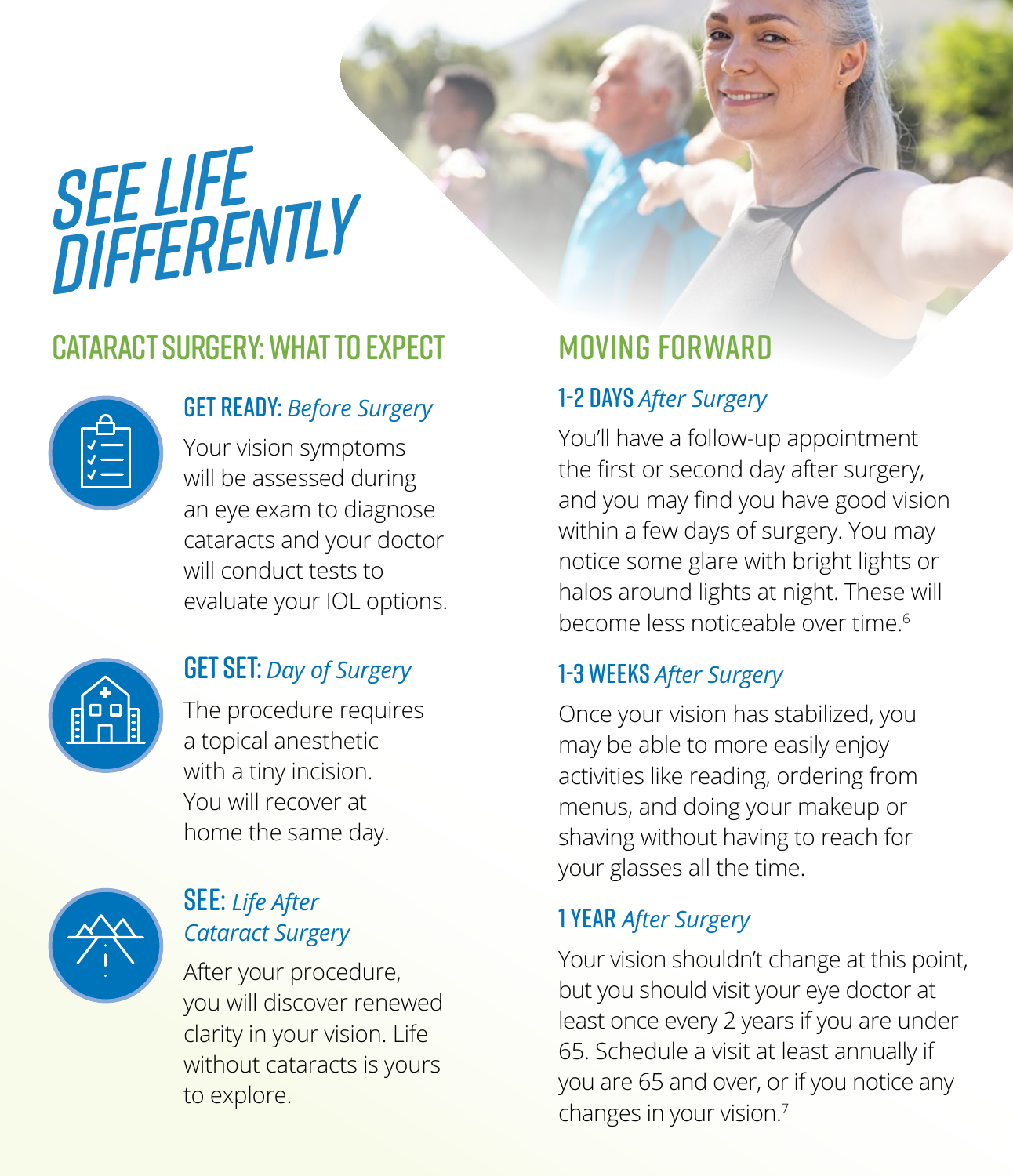# SEE LIFE DIFFERENTLY

## CATARACT SURGERY: WHAT TO EXPECT

### GET READY: *Before Surgery*

Your vision symptoms will be assessed during an eye exam to diagnose cataracts and your doctor will conduct tests to evaluate your IOL options.

### GET SET: *Day of Surgery*

The procedure requires a topical anesthetic with a tiny incision. You will recover at home the same day.

### SEE: *Life After Cataract Surgery*

After your procedure, you will discover renewed clarity in your vision. Life without cataracts is yours to explore.

## MOVING FORWARD

### 1-2 DAYS *After Surgery*

You'll have a follow-up appointment the first or second day after surgery, and you may find you have good vision within a few days of surgery. You may notice some glare with bright lights or halos around lights at night. These will become less noticeable over time.[6]

### 1-3 WEEKS *After Surgery*

Once your vision has stabilized, you may be able to more easily enjoy activities like reading, ordering from menus, and doing your makeup or shaving without having to reach for your glasses all the time.

### 1 YEAR *After Surgery*

Your vision shouldn't change at this point, but you should visit your eye doctor at least once every 2 years if you are under 65. Schedule a visit at least annually if you are 65 and over, or if you notice any changes in your vision.[7]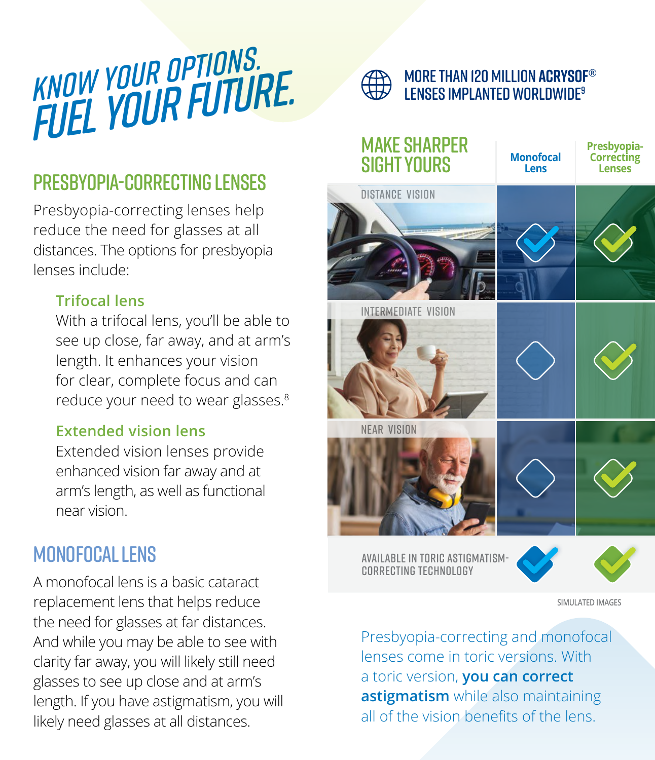# KNOW YOUR OPTIONS. FUEL YOUR FUTURE.

## PRESBYOPIA-CORRECTING LENSES

Presbyopia-correcting lenses help reduce the need for glasses at all distances. The options for presbyopia lenses include:

### Trifocal lens

With a trifocal lens, you'll be able to see up close, far away, and at arm's length. It enhances your vision for clear, complete focus and can reduce your need to wear glasses.[8]

### Extended vision lens

Extended vision lenses provide enhanced vision far away and at arm's length, as well as functional near vision.

## MONOFOCAL LENS

A monofocal lens is a basic cataract replacement lens that helps reduce the need for glasses at far distances. And while you may be able to see with clarity far away, you will likely still need glasses to see up close and at arm's length. If you have astigmatism, you will likely need glasses at all distances.

MORE THAN 120 MILLION **ACRYSOF®** LENSES IMPLANTED WORLDWIDE[9]

## MAKE SHARPER SIGHT YOURS

| | Monofocal Lens | Presbyopia-Correcting Lenses |
|---|---|---|
| DISTANCE VISION | ✓ | ✓ |
| INTERMEDIATE VISION | | ✓ |
| NEAR VISION | | ✓ |
| AVAILABLE IN TORIC ASTIGMATISM-CORRECTING TECHNOLOGY | ✓ | ✓ |

SIMULATED IMAGES

Presbyopia-correcting and monofocal lenses come in toric versions. With a toric version, **you can correct astigmatism** while also maintaining all of the vision benefits of the lens.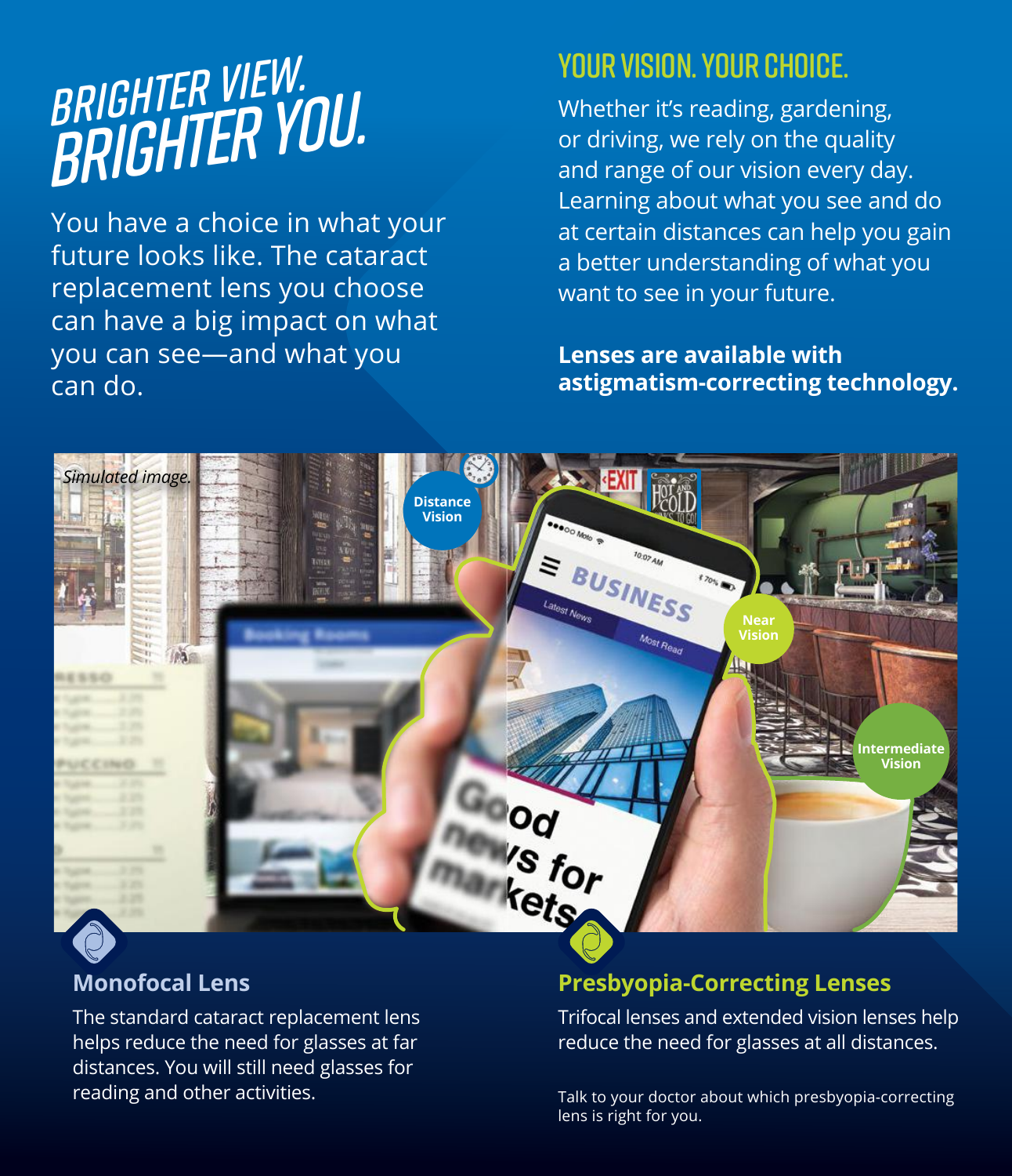# BRIGHTER VIEW. BRIGHTER YOU.

You have a choice in what your future looks like. The cataract replacement lens you choose can have a big impact on what you can see—and what you can do.

## YOUR VISION. YOUR CHOICE.

Whether it's reading, gardening, or driving, we rely on the quality and range of our vision every day. Learning about what you see and do at certain distances can help you gain a better understanding of what you want to see in your future.

**Lenses are available with astigmatism-correcting technology.**

*Simulated image.*

Distance Vision

Near Vision

Intermediate Vision

### Monofocal Lens

The standard cataract replacement lens helps reduce the need for glasses at far distances. You will still need glasses for reading and other activities.

### Presbyopia-Correcting Lenses

Trifocal lenses and extended vision lenses help reduce the need for glasses at all distances.

Talk to your doctor about which presbyopia-correcting lens is right for you.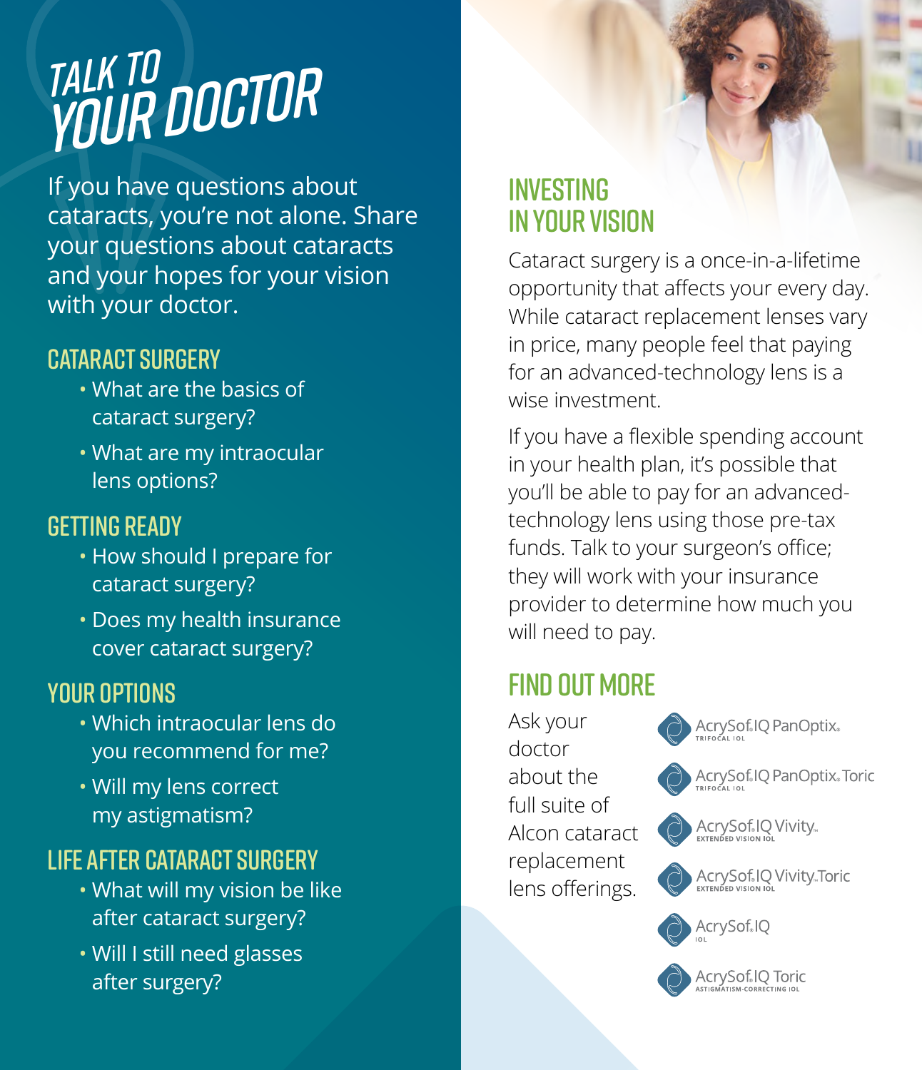# TALK TO YOUR DOCTOR

If you have questions about cataracts, you're not alone. Share your questions about cataracts and your hopes for your vision with your doctor.

### CATARACT SURGERY

- What are the basics of cataract surgery?
- What are my intraocular lens options?

### GETTING READY

- How should I prepare for cataract surgery?
- Does my health insurance cover cataract surgery?

### YOUR OPTIONS

- Which intraocular lens do you recommend for me?
- Will my lens correct my astigmatism?

### LIFE AFTER CATARACT SURGERY

- What will my vision be like after cataract surgery?
- Will I still need glasses after surgery?

## INVESTING IN YOUR VISION

Cataract surgery is a once-in-a-lifetime opportunity that affects your every day. While cataract replacement lenses vary in price, many people feel that paying for an advanced-technology lens is a wise investment.

If you have a flexible spending account in your health plan, it's possible that you'll be able to pay for an advanced-technology lens using those pre-tax funds. Talk to your surgeon's office; they will work with your insurance provider to determine how much you will need to pay.

## FIND OUT MORE

Ask your doctor about the full suite of Alcon cataract replacement lens offerings.

- AcrySof® IQ PanOptix® TRIFOCAL IOL
- AcrySof® IQ PanOptix® Toric TRIFOCAL IOL
- AcrySof® IQ Vivity™ EXTENDED VISION IOL
- AcrySof® IQ Vivity™ Toric EXTENDED VISION IOL
- AcrySof® IQ IOL
- AcrySof® IQ Toric ASTIGMATISM-CORRECTING IOL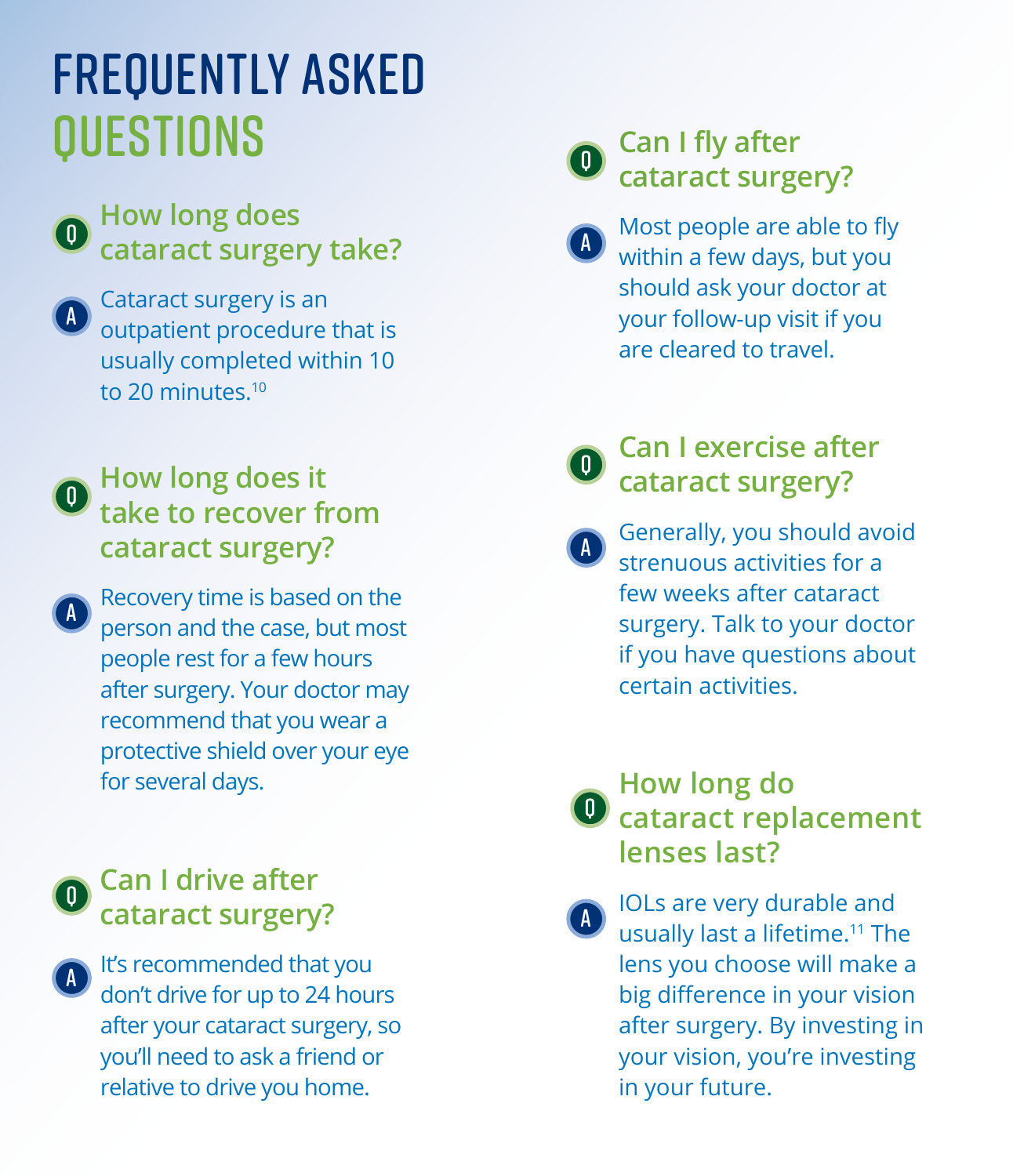# FREQUENTLY ASKED QUESTIONS

### How long does cataract surgery take?

Cataract surgery is an outpatient procedure that is usually completed within 10 to 20 minutes.[10]

### How long does it take to recover from cataract surgery?

Recovery time is based on the person and the case, but most people rest for a few hours after surgery. Your doctor may recommend that you wear a protective shield over your eye for several days.

### Can I drive after cataract surgery?

It's recommended that you don't drive for up to 24 hours after your cataract surgery, so you'll need to ask a friend or relative to drive you home.

### Can I fly after cataract surgery?

Most people are able to fly within a few days, but you should ask your doctor at your follow-up visit if you are cleared to travel.

### Can I exercise after cataract surgery?

Generally, you should avoid strenuous activities for a few weeks after cataract surgery. Talk to your doctor if you have questions about certain activities.

### How long do cataract replacement lenses last?

IOLs are very durable and usually last a lifetime.[11] The lens you choose will make a big difference in your vision after surgery. By investing in your vision, you're investing in your future.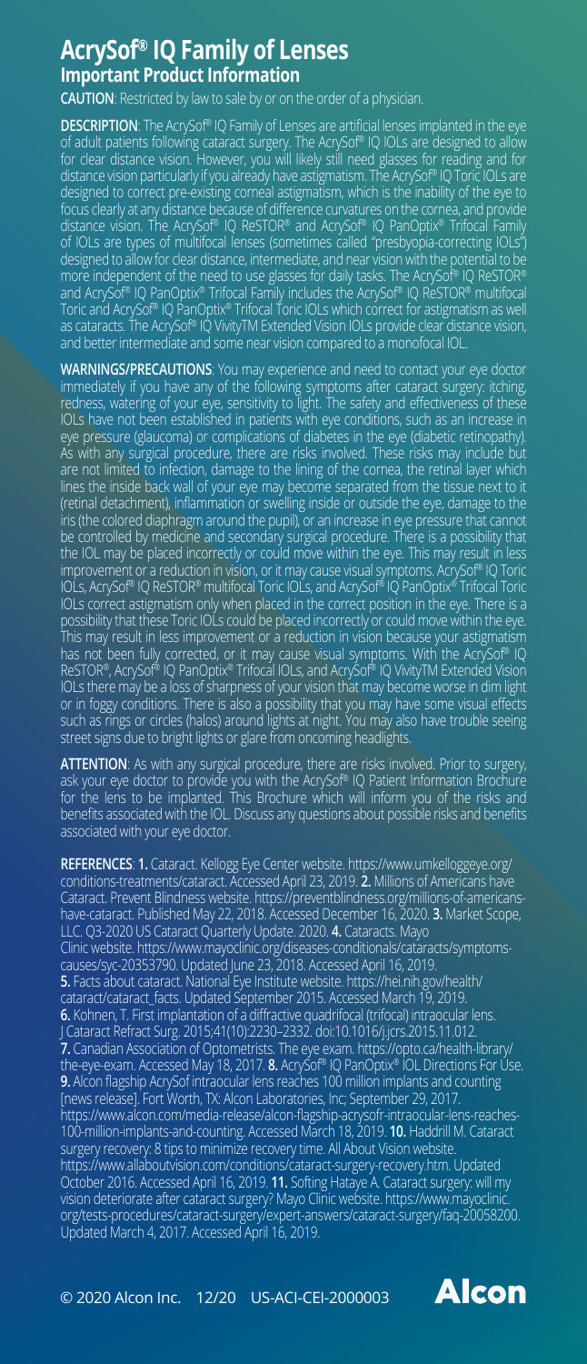# AcrySof® IQ Family of Lenses

## Important Product Information

**CAUTION**: Restricted by law to sale by or on the order of a physician.

**DESCRIPTION**: The AcrySof® IQ Family of Lenses are artificial lenses implanted in the eye of adult patients following cataract surgery. The AcrySof® IQ IOLs are designed to allow for clear distance vision. However, you will likely still need glasses for reading and for distance vision particularly if you already have astigmatism. The AcrySof® IQ Toric IOLs are designed to correct pre-existing corneal astigmatism, which is the inability of the eye to focus clearly at any distance because of difference curvatures on the cornea, and provide distance vision. The AcrySof® IQ ReSTOR® and AcrySof® IQ PanOptix® Trifocal Family of IOLs are types of multifocal lenses (sometimes called "presbyopia-correcting IOLs") designed to allow for clear distance, intermediate, and near vision with the potential to be more independent of the need to use glasses for daily tasks. The AcrySof® IQ ReSTOR® and AcrySof® IQ PanOptix® Trifocal Family includes the AcrySof® IQ ReSTOR® multifocal Toric and AcrySof® IQ PanOptix® Trifocal Toric IOLs which correct for astigmatism as well as cataracts. The AcrySof® IQ VivityTM Extended Vision IOLs provide clear distance vision, and better intermediate and some near vision compared to a monofocal IOL.

**WARNINGS/PRECAUTIONS**: You may experience and need to contact your eye doctor immediately if you have any of the following symptoms after cataract surgery: itching, redness, watering of your eye, sensitivity to light. The safety and effectiveness of these IOLs have not been established in patients with eye conditions, such as an increase in eye pressure (glaucoma) or complications of diabetes in the eye (diabetic retinopathy). As with any surgical procedure, there are risks involved. These risks may include but are not limited to infection, damage to the lining of the cornea, the retinal layer which lines the inside back wall of your eye may become separated from the tissue next to it (retinal detachment), inflammation or swelling inside or outside the eye, damage to the iris (the colored diaphragm around the pupil), or an increase in eye pressure that cannot be controlled by medicine and secondary surgical procedure. There is a possibility that the IOL may be placed incorrectly or could move within the eye. This may result in less improvement or a reduction in vision, or it may cause visual symptoms. AcrySof® IQ Toric IOLs, AcrySof® IQ ReSTOR® multifocal Toric IOLs, and AcrySof® IQ PanOptix® Trifocal Toric IOLs correct astigmatism only when placed in the correct position in the eye. There is a possibility that these Toric IOLs could be placed incorrectly or could move within the eye. This may result in less improvement or a reduction in vision because your astigmatism has not been fully corrected, or it may cause visual symptoms. With the AcrySof® IQ ReSTOR®, AcrySof® IQ PanOptix® Trifocal IOLs, and AcrySof® IQ VivityTM Extended Vision IOLs there may be a loss of sharpness of your vision that may become worse in dim light or in foggy conditions. There is also a possibility that you may have some visual effects such as rings or circles (halos) around lights at night. You may also have trouble seeing street signs due to bright lights or glare from oncoming headlights.

**ATTENTION**: As with any surgical procedure, there are risks involved. Prior to surgery, ask your eye doctor to provide you with the AcrySof® IQ Patient Information Brochure for the lens to be implanted. This Brochure which will inform you of the risks and benefits associated with the IOL. Discuss any questions about possible risks and benefits associated with your eye doctor.

**REFERENCES**: **1.** Cataract. Kellogg Eye Center website. https://www.umkelloggeye.org/conditions-treatments/cataract. Accessed April 23, 2019. **2.** Millions of Americans have Cataract. Prevent Blindness website. https://preventblindness.org/millions-of-americans-have-cataract. Published May 22, 2018. Accessed December 16, 2020. **3.** Market Scope, LLC. Q3-2020 US Cataract Quarterly Update. 2020. **4.** Cataracts. Mayo Clinic website. https://www.mayoclinic.org/diseases-conditionals/cataracts/symptoms-causes/syc-20353790. Updated June 23, 2018. Accessed April 16, 2019. **5.** Facts about cataract. National Eye Institute website. https://hei.nih.gov/health/cataract/cataract_facts. Updated September 2015. Accessed March 19, 2019. **6.** Kohnen, T. First implantation of a diffractive quadrifocal (trifocal) intraocular lens. J Cataract Refract Surg. 2015;41(10):2230–2332. doi:10.1016/j.jcrs.2015.11.012. **7.** Canadian Association of Optometrists. The eye exam. https://opto.ca/health-library/the-eye-exam. Accessed May 18, 2017. **8.** AcrySof® IQ PanOptix® IOL Directions For Use. **9.** Alcon flagship AcrySof intraocular lens reaches 100 million implants and counting [news release]. Fort Worth, TX: Alcon Laboratories, Inc; September 29, 2017. https://www.alcon.com/media-release/alcon-flagship-acrysof-intraocular-lens-reaches-100-million-implants-and-counting. Accessed March 18, 2019. **10.** Haddrill M. Cataract surgery recovery: 8 tips to minimize recovery time. All About Vision website. https://www.allaboutvision.com/conditions/cataract-surgery-recovery.htm. Updated October 2016. Accessed April 16, 2019. **11.** Softing Hataye A. Cataract surgery: will my vision deteriorate after cataract surgery? Mayo Clinic website. https://www.mayoclinic.org/tests-procedures/cataract-surgery/expert-answers/cataract-surgery/faq-20058200. Updated March 4, 2017. Accessed April 16, 2019.

© 2020 Alcon Inc. 12/20 US-ACI-CEI-2000003

Alcon